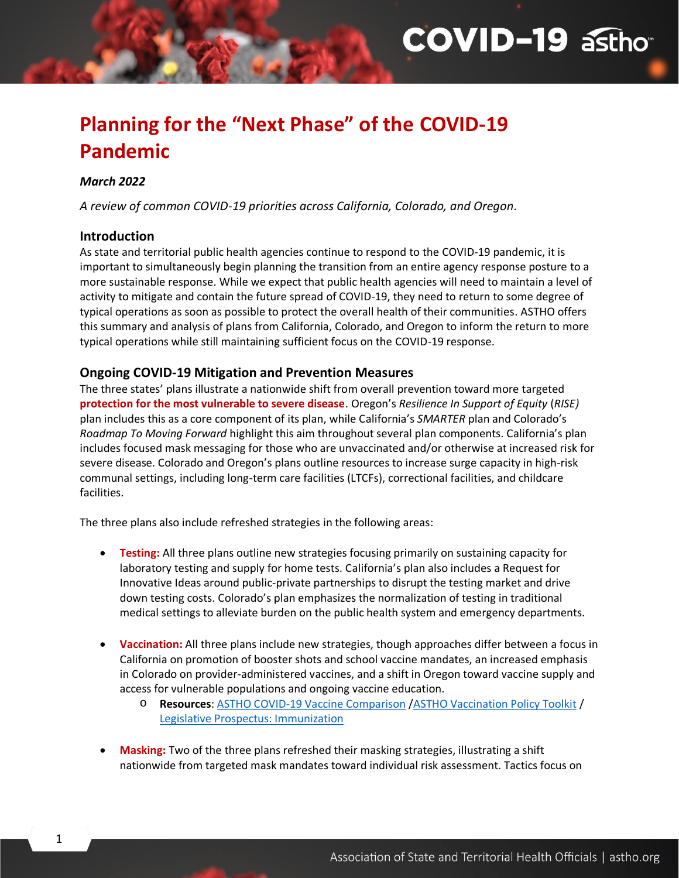# Planning for the "Next Phase" of the COVID-19 Pandemic

***March 2022***

*A review of common COVID-19 priorities across California, Colorado, and Oregon.*

## Introduction

As state and territorial public health agencies continue to respond to the COVID-19 pandemic, it is important to simultaneously begin planning the transition from an entire agency response posture to a more sustainable response. While we expect that public health agencies will need to maintain a level of activity to mitigate and contain the future spread of COVID-19, they need to return to some degree of typical operations as soon as possible to protect the overall health of their communities. ASTHO offers this summary and analysis of plans from California, Colorado, and Oregon to inform the return to more typical operations while still maintaining sufficient focus on the COVID-19 response.

## Ongoing COVID-19 Mitigation and Prevention Measures

The three states' plans illustrate a nationwide shift from overall prevention toward more targeted **protection for the most vulnerable to severe disease**. Oregon's *Resilience In Support of Equity* (*RISE)* plan includes this as a core component of its plan, while California's *SMARTER* plan and Colorado's *Roadmap To Moving Forward* highlight this aim throughout several plan components. California's plan includes focused mask messaging for those who are unvaccinated and/or otherwise at increased risk for severe disease. Colorado and Oregon's plans outline resources to increase surge capacity in high-risk communal settings, including long-term care facilities (LTCFs), correctional facilities, and childcare facilities.

The three plans also include refreshed strategies in the following areas:

- **Testing:** All three plans outline new strategies focusing primarily on sustaining capacity for laboratory testing and supply for home tests. California's plan also includes a Request for Innovative Ideas around public-private partnerships to disrupt the testing market and drive down testing costs. Colorado's plan emphasizes the normalization of testing in traditional medical settings to alleviate burden on the public health system and emergency departments.

- **Vaccination:** All three plans include new strategies, though approaches differ between a focus in California on promotion of booster shots and school vaccine mandates, an increased emphasis in Colorado on provider-administered vaccines, and a shift in Oregon toward vaccine supply and access for vulnerable populations and ongoing vaccine education.
  - **Resources**: ASTHO COVID-19 Vaccine Comparison /ASTHO Vaccination Policy Toolkit / Legislative Prospectus: Immunization

- **Masking:** Two of the three plans refreshed their masking strategies, illustrating a shift nationwide from targeted mask mandates toward individual risk assessment. Tactics focus on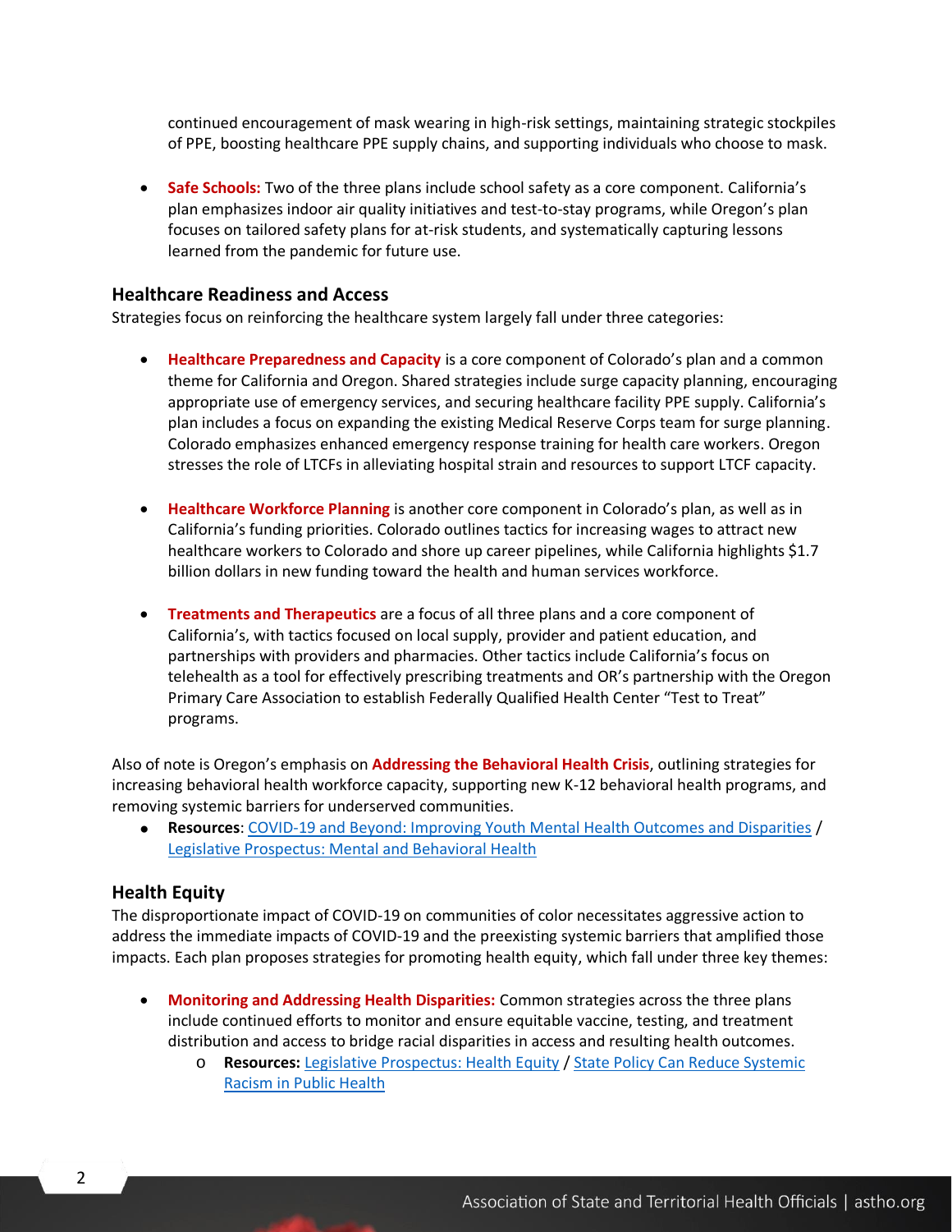continued encouragement of mask wearing in high-risk settings, maintaining strategic stockpiles of PPE, boosting healthcare PPE supply chains, and supporting individuals who choose to mask.

- **Safe Schools:** Two of the three plans include school safety as a core component. California's plan emphasizes indoor air quality initiatives and test-to-stay programs, while Oregon's plan focuses on tailored safety plans for at-risk students, and systematically capturing lessons learned from the pandemic for future use.

### Healthcare Readiness and Access

Strategies focus on reinforcing the healthcare system largely fall under three categories:

- **Healthcare Preparedness and Capacity** is a core component of Colorado's plan and a common theme for California and Oregon. Shared strategies include surge capacity planning, encouraging appropriate use of emergency services, and securing healthcare facility PPE supply. California's plan includes a focus on expanding the existing Medical Reserve Corps team for surge planning. Colorado emphasizes enhanced emergency response training for health care workers. Oregon stresses the role of LTCFs in alleviating hospital strain and resources to support LTCF capacity.

- **Healthcare Workforce Planning** is another core component in Colorado's plan, as well as in California's funding priorities. Colorado outlines tactics for increasing wages to attract new healthcare workers to Colorado and shore up career pipelines, while California highlights $1.7 billion dollars in new funding toward the health and human services workforce.

- **Treatments and Therapeutics** are a focus of all three plans and a core component of California's, with tactics focused on local supply, provider and patient education, and partnerships with providers and pharmacies. Other tactics include California's focus on telehealth as a tool for effectively prescribing treatments and OR's partnership with the Oregon Primary Care Association to establish Federally Qualified Health Center "Test to Treat" programs.

Also of note is Oregon's emphasis on **Addressing the Behavioral Health Crisis**, outlining strategies for increasing behavioral health workforce capacity, supporting new K-12 behavioral health programs, and removing systemic barriers for underserved communities.

- **Resources**: COVID-19 and Beyond: Improving Youth Mental Health Outcomes and Disparities / Legislative Prospectus: Mental and Behavioral Health

### Health Equity

The disproportionate impact of COVID-19 on communities of color necessitates aggressive action to address the immediate impacts of COVID-19 and the preexisting systemic barriers that amplified those impacts. Each plan proposes strategies for promoting health equity, which fall under three key themes:

- **Monitoring and Addressing Health Disparities:** Common strategies across the three plans include continued efforts to monitor and ensure equitable vaccine, testing, and treatment distribution and access to bridge racial disparities in access and resulting health outcomes.
  - **Resources:** Legislative Prospectus: Health Equity / State Policy Can Reduce Systemic Racism in Public Health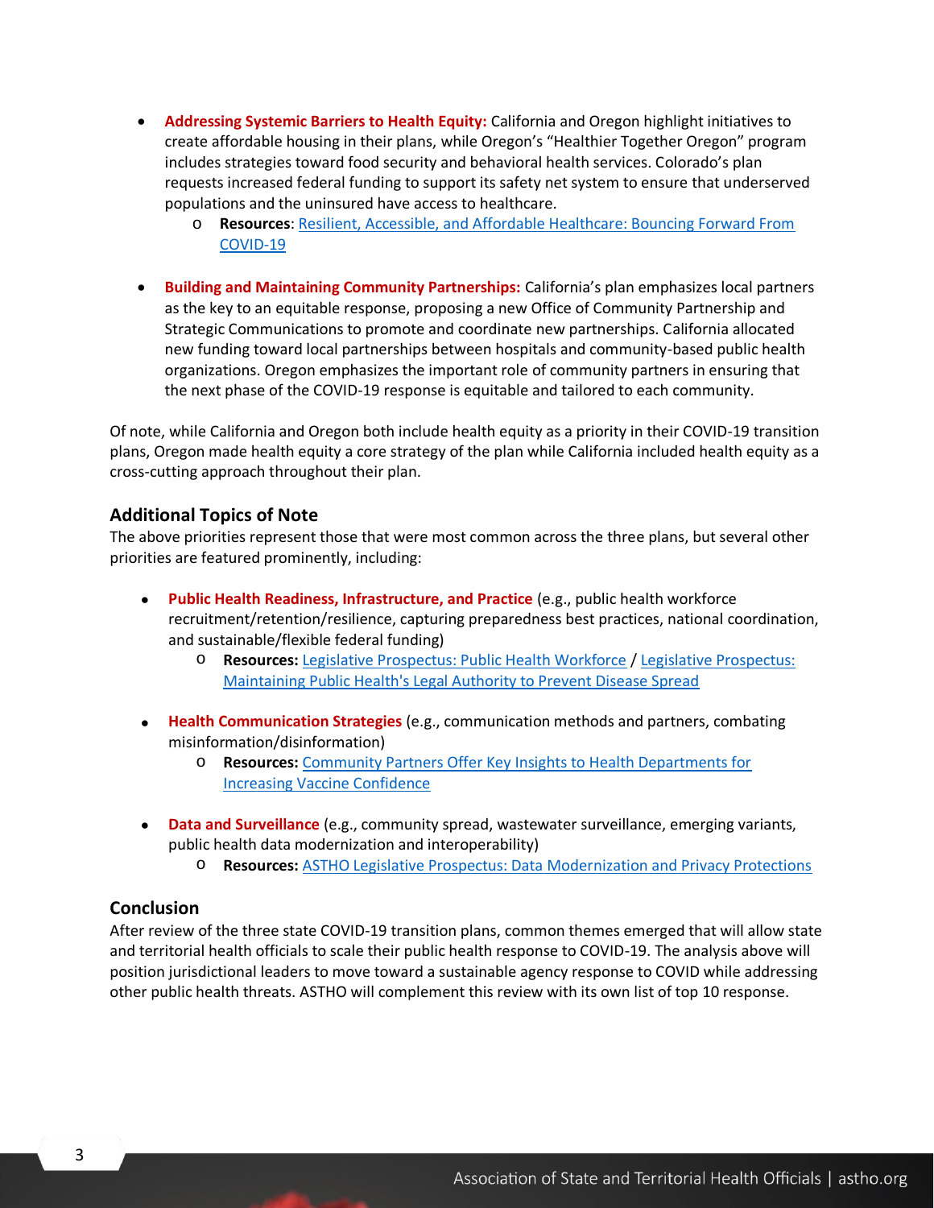- **Addressing Systemic Barriers to Health Equity:** California and Oregon highlight initiatives to create affordable housing in their plans, while Oregon's "Healthier Together Oregon" program includes strategies toward food security and behavioral health services. Colorado's plan requests increased federal funding to support its safety net system to ensure that underserved populations and the uninsured have access to healthcare.
  - **Resources**: Resilient, Accessible, and Affordable Healthcare: Bouncing Forward From COVID-19

- **Building and Maintaining Community Partnerships:** California's plan emphasizes local partners as the key to an equitable response, proposing a new Office of Community Partnership and Strategic Communications to promote and coordinate new partnerships. California allocated new funding toward local partnerships between hospitals and community-based public health organizations. Oregon emphasizes the important role of community partners in ensuring that the next phase of the COVID-19 response is equitable and tailored to each community.

Of note, while California and Oregon both include health equity as a priority in their COVID-19 transition plans, Oregon made health equity a core strategy of the plan while California included health equity as a cross-cutting approach throughout their plan.

## Additional Topics of Note

The above priorities represent those that were most common across the three plans, but several other priorities are featured prominently, including:

- **Public Health Readiness, Infrastructure, and Practice** (e.g., public health workforce recruitment/retention/resilience, capturing preparedness best practices, national coordination, and sustainable/flexible federal funding)
  - **Resources:** Legislative Prospectus: Public Health Workforce / Legislative Prospectus: Maintaining Public Health's Legal Authority to Prevent Disease Spread

- **Health Communication Strategies** (e.g., communication methods and partners, combating misinformation/disinformation)
  - **Resources:** Community Partners Offer Key Insights to Health Departments for Increasing Vaccine Confidence

- **Data and Surveillance** (e.g., community spread, wastewater surveillance, emerging variants, public health data modernization and interoperability)
  - **Resources:** ASTHO Legislative Prospectus: Data Modernization and Privacy Protections

## Conclusion

After review of the three state COVID-19 transition plans, common themes emerged that will allow state and territorial health officials to scale their public health response to COVID-19. The analysis above will position jurisdictional leaders to move toward a sustainable agency response to COVID while addressing other public health threats. ASTHO will complement this review with its own list of top 10 response.